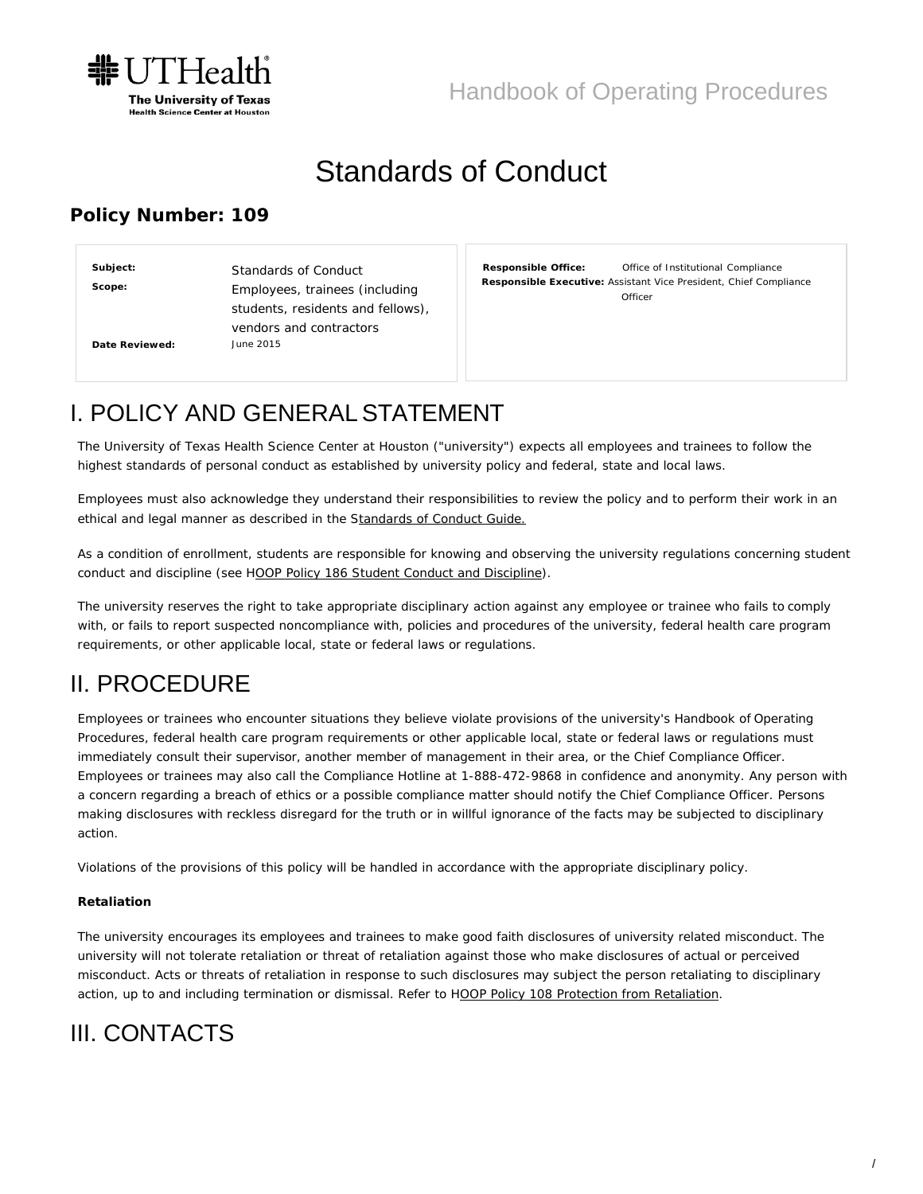UTHealth
The University of Texas
Health Science Center at Houston

Handbook of Operating Procedures

# Standards of Conduct

**Policy Number: 109**

| | |
|---|---|
| **Subject:** | Standards of Conduct |
| **Scope:** | Employees, trainees (including students, residents and fellows), vendors and contractors |
| **Date Reviewed:** | June 2015 |
| **Responsible Office:** | Office of Institutional Compliance |
| **Responsible Executive:** | Assistant Vice President, Chief Compliance Officer |

## I. POLICY AND GENERAL STATEMENT

The University of Texas Health Science Center at Houston ("university") expects all employees and trainees to follow the highest standards of personal conduct as established by university policy and federal, state and local laws.

Employees must also acknowledge they understand their responsibilities to review the policy and to perform their work in an ethical and legal manner as described in the Standards of Conduct Guide.

As a condition of enrollment, students are responsible for knowing and observing the university regulations concerning student conduct and discipline (see HOOP Policy 186 Student Conduct and Discipline).

The university reserves the right to take appropriate disciplinary action against any employee or trainee who fails to comply with, or fails to report suspected noncompliance with, policies and procedures of the university, federal health care program requirements, or other applicable local, state or federal laws or regulations.

## II. PROCEDURE

Employees or trainees who encounter situations they believe violate provisions of the university's Handbook of Operating Procedures, federal health care program requirements or other applicable local, state or federal laws or regulations must immediately consult their supervisor, another member of management in their area, or the Chief Compliance Officer. Employees or trainees may also call the Compliance Hotline at 1-888-472-9868 in confidence and anonymity. Any person with a concern regarding a breach of ethics or a possible compliance matter should notify the Chief Compliance Officer. Persons making disclosures with reckless disregard for the truth or in willful ignorance of the facts may be subjected to disciplinary action.

Violations of the provisions of this policy will be handled in accordance with the appropriate disciplinary policy.

**Retaliation**

The university encourages its employees and trainees to make good faith disclosures of university related misconduct. The university will not tolerate retaliation or threat of retaliation against those who make disclosures of actual or perceived misconduct. Acts or threats of retaliation in response to such disclosures may subject the person retaliating to disciplinary action, up to and including termination or dismissal. Refer to HOOP Policy 108 Protection from Retaliation.

## III. CONTACTS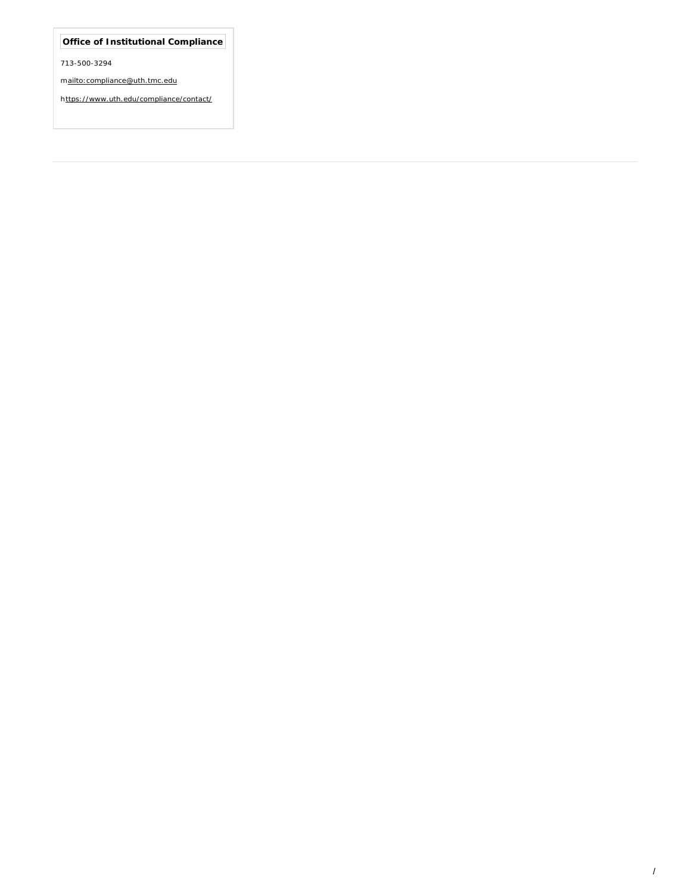**Office of Institutional Compliance**

713-500-3294

mailto:compliance@uth.tmc.edu

https://www.uth.edu/compliance/contact/